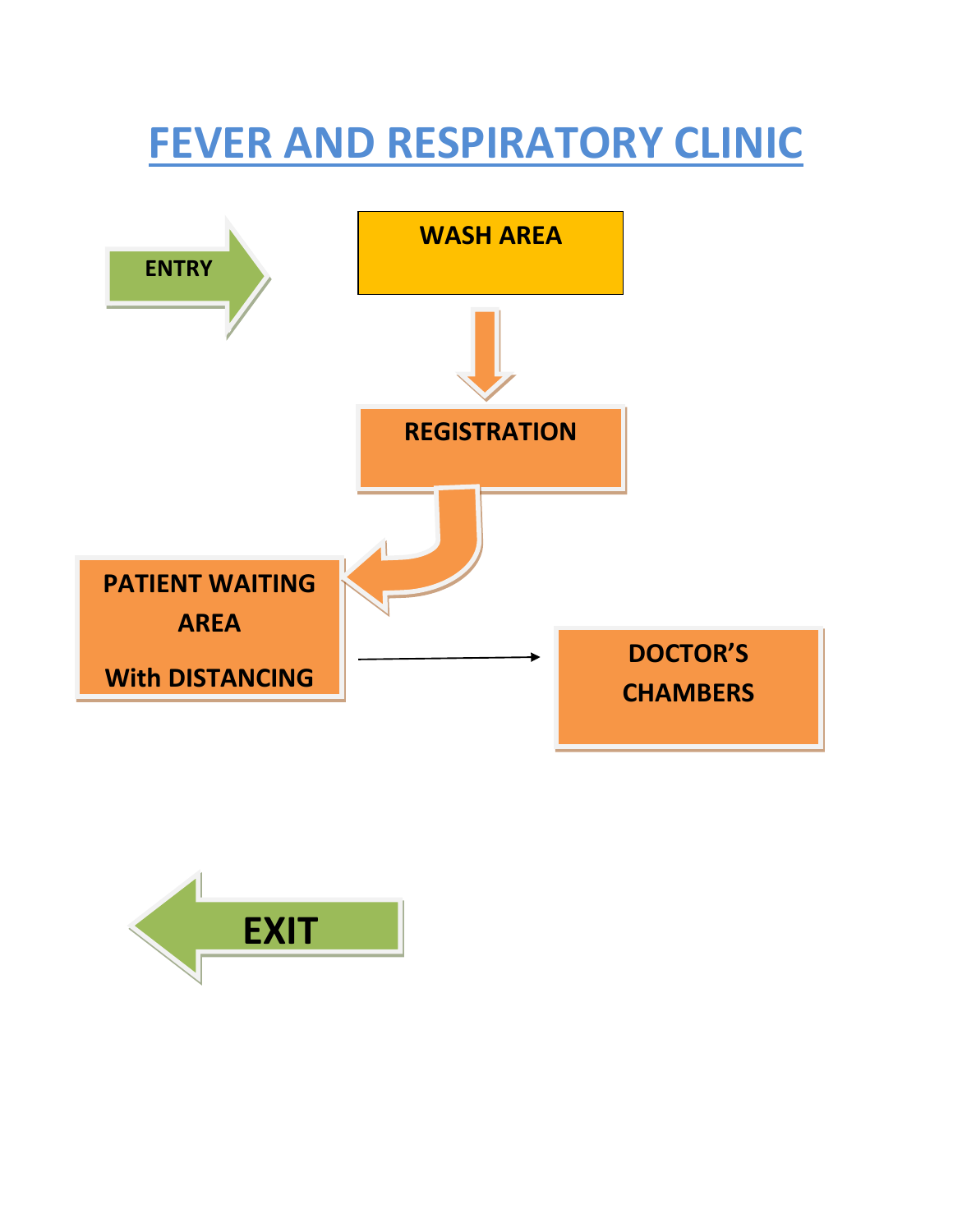# FEVER AND RESPIRATORY CLINIC

ENTRY

WASH AREA

REGISTRATION

PATIENT WAITING AREA

With DISTANCING

DOCTOR'S CHAMBERS

EXIT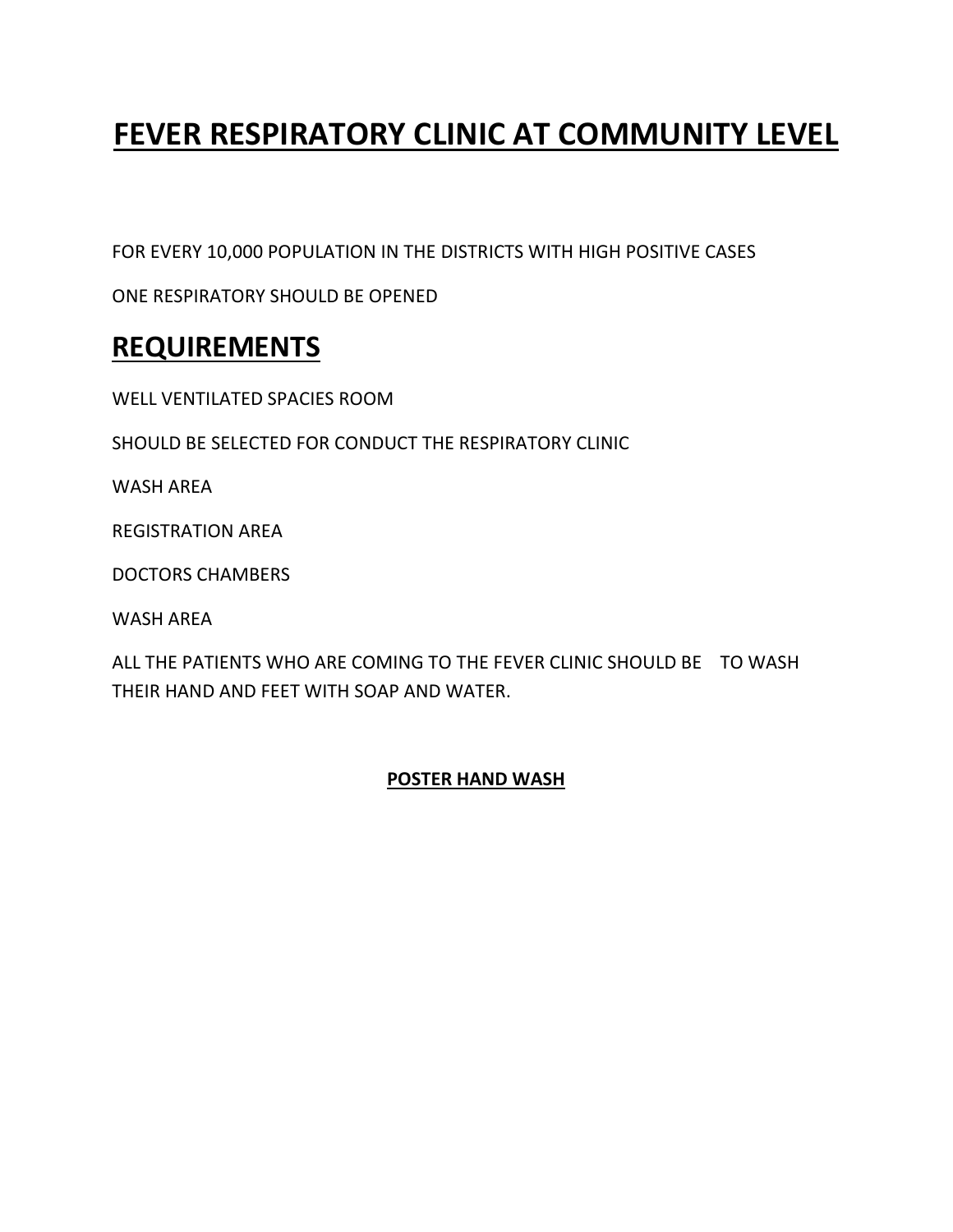# FEVER RESPIRATORY CLINIC AT COMMUNITY LEVEL

FOR EVERY 10,000 POPULATION IN THE DISTRICTS WITH HIGH POSITIVE CASES

ONE RESPIRATORY SHOULD BE OPENED

## REQUIREMENTS

WELL VENTILATED SPACIES ROOM

SHOULD BE SELECTED FOR CONDUCT THE RESPIRATORY CLINIC

WASH AREA

REGISTRATION AREA

DOCTORS CHAMBERS

WASH AREA

ALL THE PATIENTS WHO ARE COMING TO THE FEVER CLINIC SHOULD BE TO WASH THEIR HAND AND FEET WITH SOAP AND WATER.

**POSTER HAND WASH**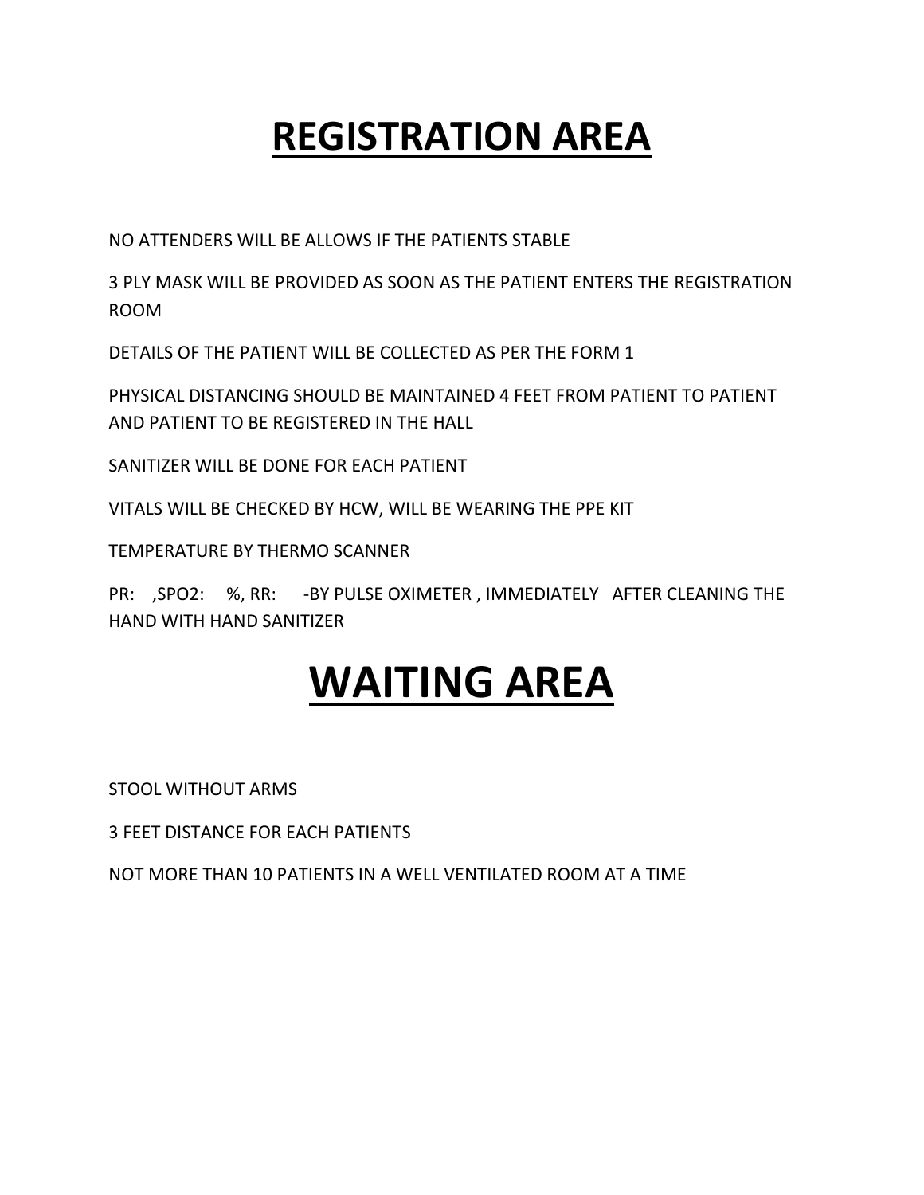# REGISTRATION AREA

NO ATTENDERS WILL BE ALLOWS IF THE PATIENTS STABLE

3 PLY MASK WILL BE PROVIDED AS SOON AS THE PATIENT ENTERS THE REGISTRATION ROOM

DETAILS OF THE PATIENT WILL BE COLLECTED AS PER THE FORM 1

PHYSICAL DISTANCING SHOULD BE MAINTAINED 4 FEET FROM PATIENT TO PATIENT AND PATIENT TO BE REGISTERED IN THE HALL

SANITIZER WILL BE DONE FOR EACH PATIENT

VITALS WILL BE CHECKED BY HCW, WILL BE WEARING THE PPE KIT

TEMPERATURE BY THERMO SCANNER

PR: ,SPO2: %, RR: -BY PULSE OXIMETER , IMMEDIATELY AFTER CLEANING THE HAND WITH HAND SANITIZER

# WAITING AREA

STOOL WITHOUT ARMS

3 FEET DISTANCE FOR EACH PATIENTS

NOT MORE THAN 10 PATIENTS IN A WELL VENTILATED ROOM AT A TIME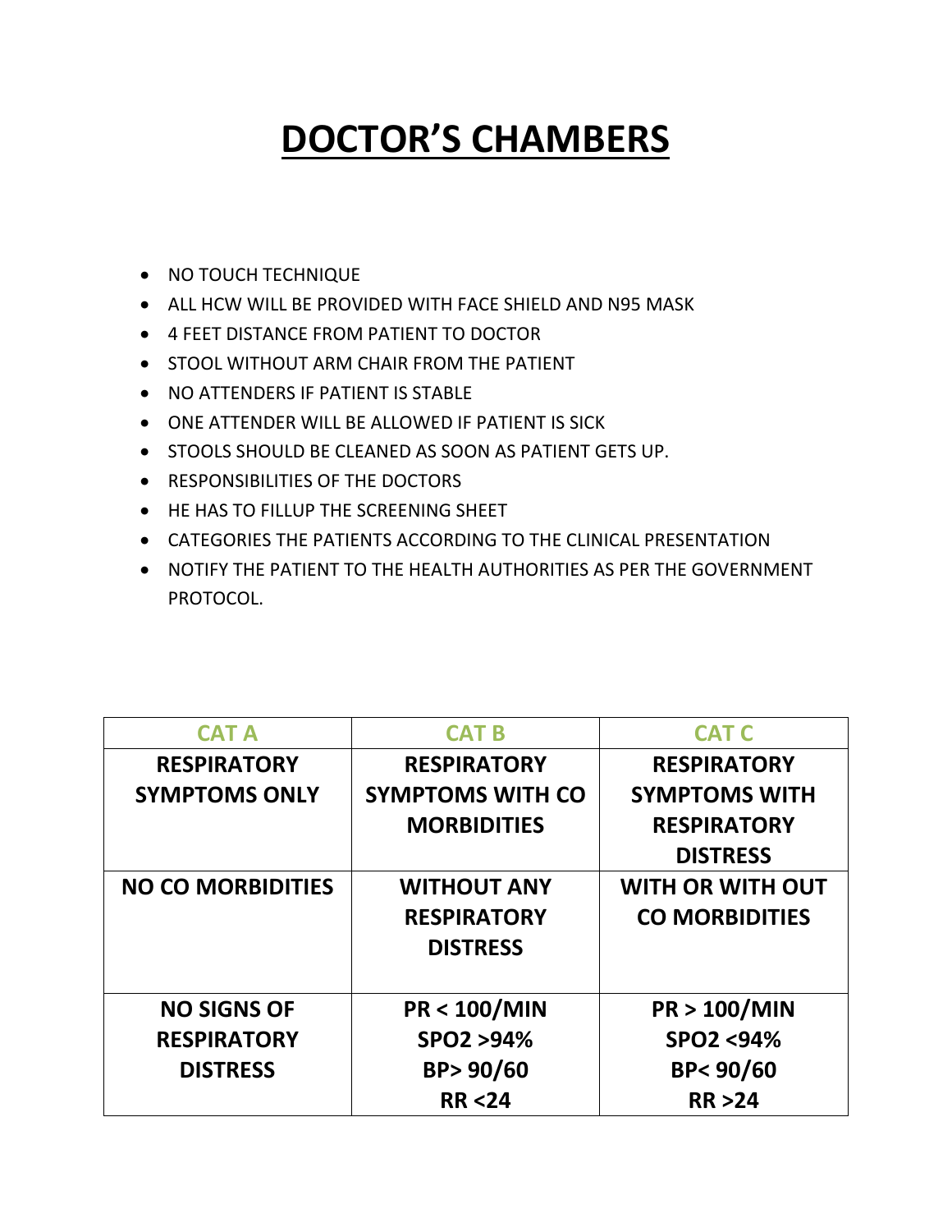# DOCTOR'S CHAMBERS

- NO TOUCH TECHNIQUE
- ALL HCW WILL BE PROVIDED WITH FACE SHIELD AND N95 MASK
- 4 FEET DISTANCE FROM PATIENT TO DOCTOR
- STOOL WITHOUT ARM CHAIR FROM THE PATIENT
- NO ATTENDERS IF PATIENT IS STABLE
- ONE ATTENDER WILL BE ALLOWED IF PATIENT IS SICK
- STOOLS SHOULD BE CLEANED AS SOON AS PATIENT GETS UP.
- RESPONSIBILITIES OF THE DOCTORS
- HE HAS TO FILLUP THE SCREENING SHEET
- CATEGORIES THE PATIENTS ACCORDING TO THE CLINICAL PRESENTATION
- NOTIFY THE PATIENT TO THE HEALTH AUTHORITIES AS PER THE GOVERNMENT PROTOCOL.

| CAT A | CAT B | CAT C |
|---|---|---|
| **RESPIRATORY SYMPTOMS ONLY** | **RESPIRATORY SYMPTOMS WITH CO MORBIDITIES** | **RESPIRATORY SYMPTOMS WITH RESPIRATORY DISTRESS** |
| **NO CO MORBIDITIES** | **WITHOUT ANY RESPIRATORY DISTRESS** | **WITH OR WITH OUT CO MORBIDITIES** |
| **NO SIGNS OF RESPIRATORY DISTRESS** | **PR < 100/MIN**<br>**SPO2 >94%**<br>**BP> 90/60**<br>**RR <24** | **PR > 100/MIN**<br>**SPO2 <94%**<br>**BP< 90/60**<br>**RR >24** |